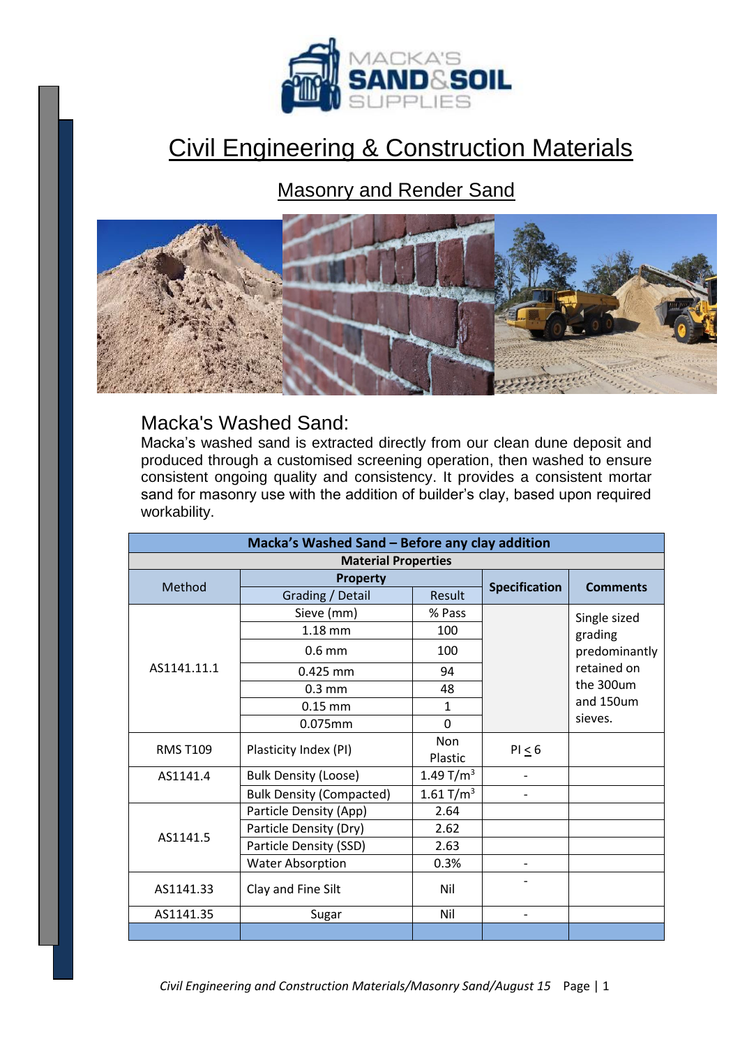MACKA'S SAND & SOIL SUPPLIES

# Civil Engineering & Construction Materials

## Masonry and Render Sand

### Macka's Washed Sand:

Macka's washed sand is extracted directly from our clean dune deposit and produced through a customised screening operation, then washed to ensure consistent ongoing quality and consistency. It provides a consistent mortar sand for masonry use with the addition of builder's clay, based upon required workability.

| Macka's Washed Sand – Before any clay addition | | | | |
|---|---|---|---|---|
| **Material Properties** | | | | |
| Method | **Property** | | **Specification** | **Comments** |
| | Grading / Detail | Result | | |
| AS1141.11.1 | Sieve (mm) | % Pass | | Single sized grading predominantly retained on the 300um and 150um sieves. |
| | 1.18 mm | 100 | | |
| | 0.6 mm | 100 | | |
| | 0.425 mm | 94 | | |
| | 0.3 mm | 48 | | |
| | 0.15 mm | 1 | | |
| | 0.075mm | 0 | | |
| RMS T109 | Plasticity Index (PI) | Non Plastic | PI $\leq$ 6 | |
| AS1141.4 | Bulk Density (Loose) | 1.49 T/m$^3$ | - | |
| | Bulk Density (Compacted) | 1.61 T/m$^3$ | - | |
| AS1141.5 | Particle Density (App) | 2.64 | | |
| | Particle Density (Dry) | 2.62 | | |
| | Particle Density (SSD) | 2.63 | | |
| | Water Absorption | 0.3% | - | |
| AS1141.33 | Clay and Fine Silt | Nil | - | |
| AS1141.35 | Sugar | Nil | - | |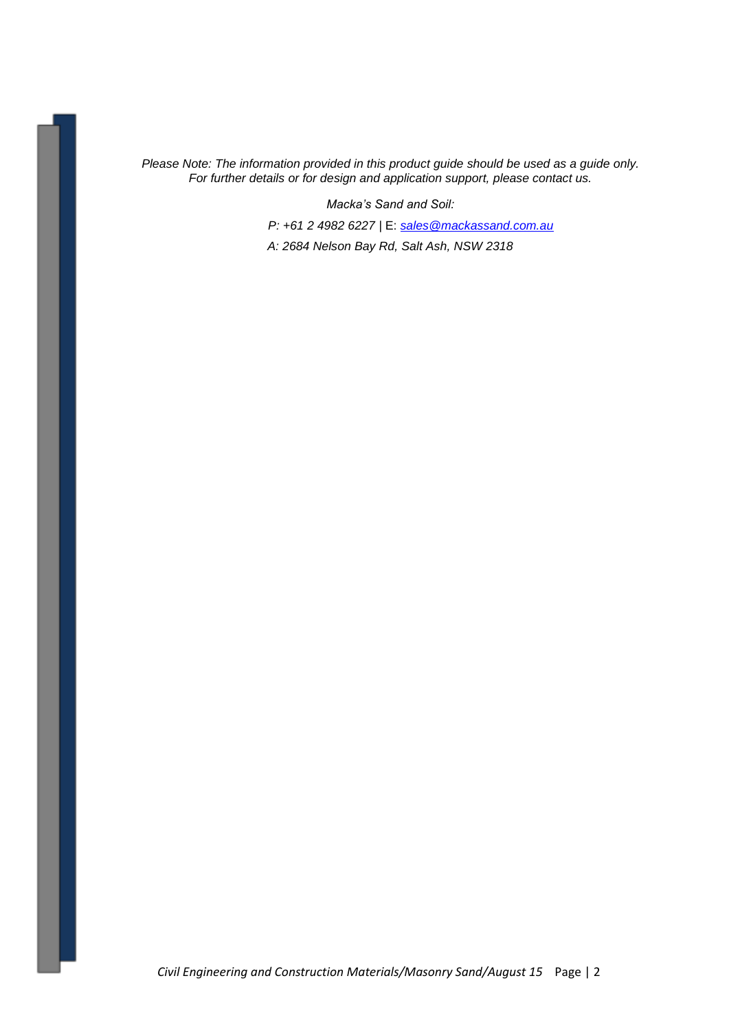*Please Note: The information provided in this product guide should be used as a guide only. For further details or for design and application support, please contact us.*

*Macka's Sand and Soil:*

*P: +61 2 4982 6227* | E: *sales@mackassand.com.au*

*A: 2684 Nelson Bay Rd, Salt Ash, NSW 2318*